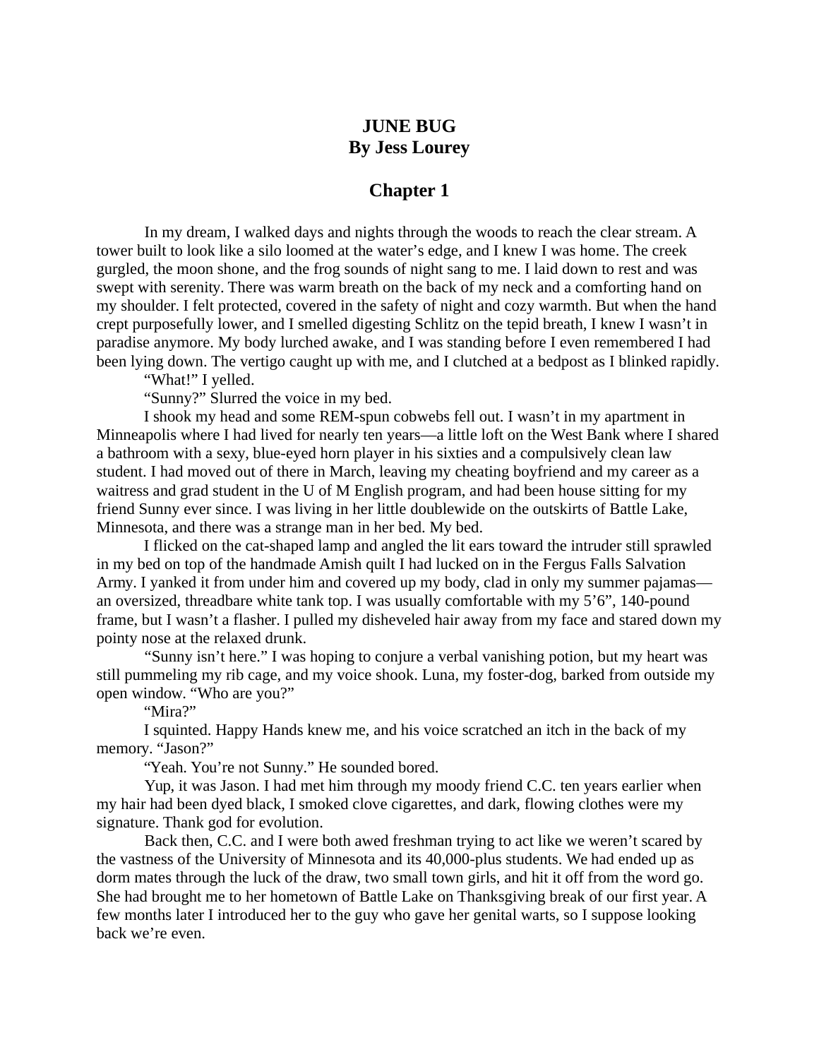# JUNE BUG
# By Jess Lourey

## Chapter 1

In my dream, I walked days and nights through the woods to reach the clear stream. A tower built to look like a silo loomed at the water's edge, and I knew I was home. The creek gurgled, the moon shone, and the frog sounds of night sang to me. I laid down to rest and was swept with serenity. There was warm breath on the back of my neck and a comforting hand on my shoulder. I felt protected, covered in the safety of night and cozy warmth. But when the hand crept purposefully lower, and I smelled digesting Schlitz on the tepid breath, I knew I wasn't in paradise anymore. My body lurched awake, and I was standing before I even remembered I had been lying down. The vertigo caught up with me, and I clutched at a bedpost as I blinked rapidly.

"What!" I yelled.

"Sunny?" Slurred the voice in my bed.

I shook my head and some REM-spun cobwebs fell out. I wasn't in my apartment in Minneapolis where I had lived for nearly ten years—a little loft on the West Bank where I shared a bathroom with a sexy, blue-eyed horn player in his sixties and a compulsively clean law student. I had moved out of there in March, leaving my cheating boyfriend and my career as a waitress and grad student in the U of M English program, and had been house sitting for my friend Sunny ever since. I was living in her little doublewide on the outskirts of Battle Lake, Minnesota, and there was a strange man in her bed. My bed.

I flicked on the cat-shaped lamp and angled the lit ears toward the intruder still sprawled in my bed on top of the handmade Amish quilt I had lucked on in the Fergus Falls Salvation Army. I yanked it from under him and covered up my body, clad in only my summer pajamas—an oversized, threadbare white tank top. I was usually comfortable with my 5'6", 140-pound frame, but I wasn't a flasher. I pulled my disheveled hair away from my face and stared down my pointy nose at the relaxed drunk.

"Sunny isn't here." I was hoping to conjure a verbal vanishing potion, but my heart was still pummeling my rib cage, and my voice shook. Luna, my foster-dog, barked from outside my open window. "Who are you?"

"Mira?"

I squinted. Happy Hands knew me, and his voice scratched an itch in the back of my memory. "Jason?"

"Yeah. You're not Sunny." He sounded bored.

Yup, it was Jason. I had met him through my moody friend C.C. ten years earlier when my hair had been dyed black, I smoked clove cigarettes, and dark, flowing clothes were my signature. Thank god for evolution.

Back then, C.C. and I were both awed freshman trying to act like we weren't scared by the vastness of the University of Minnesota and its 40,000-plus students. We had ended up as dorm mates through the luck of the draw, two small town girls, and hit it off from the word go. She had brought me to her hometown of Battle Lake on Thanksgiving break of our first year. A few months later I introduced her to the guy who gave her genital warts, so I suppose looking back we're even.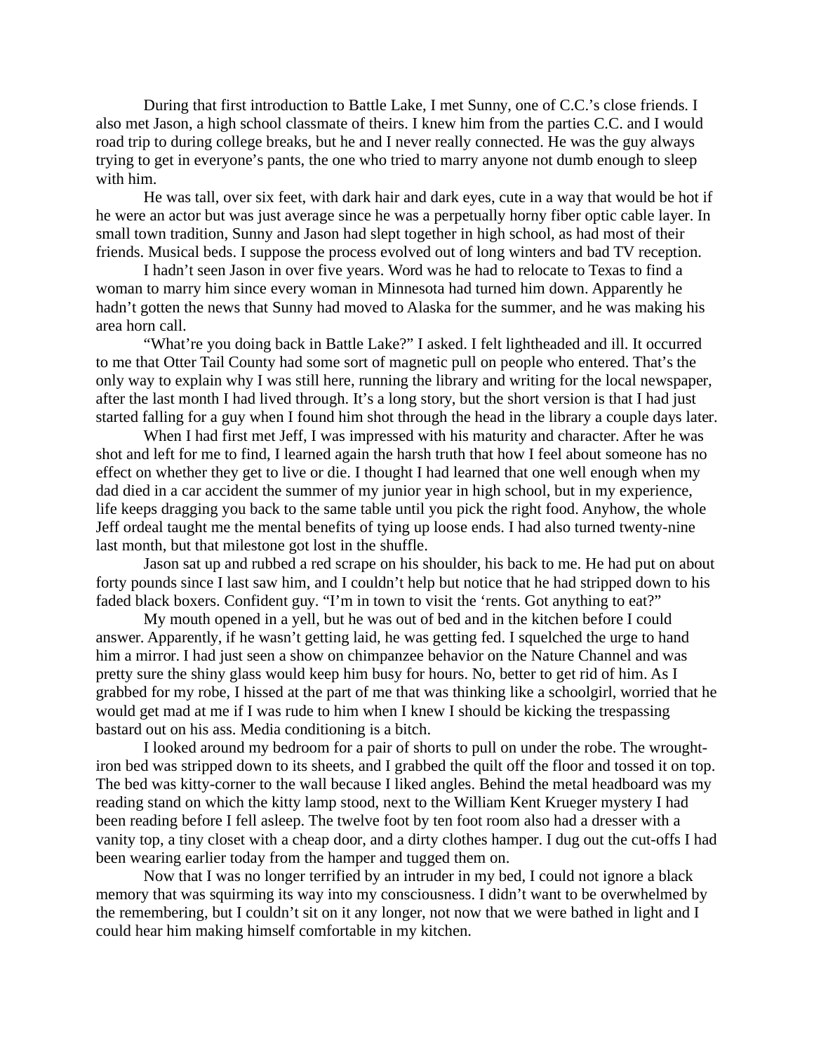During that first introduction to Battle Lake, I met Sunny, one of C.C.'s close friends. I also met Jason, a high school classmate of theirs. I knew him from the parties C.C. and I would road trip to during college breaks, but he and I never really connected. He was the guy always trying to get in everyone's pants, the one who tried to marry anyone not dumb enough to sleep with him.

He was tall, over six feet, with dark hair and dark eyes, cute in a way that would be hot if he were an actor but was just average since he was a perpetually horny fiber optic cable layer. In small town tradition, Sunny and Jason had slept together in high school, as had most of their friends. Musical beds. I suppose the process evolved out of long winters and bad TV reception.

I hadn't seen Jason in over five years. Word was he had to relocate to Texas to find a woman to marry him since every woman in Minnesota had turned him down. Apparently he hadn't gotten the news that Sunny had moved to Alaska for the summer, and he was making his area horn call.

"What're you doing back in Battle Lake?" I asked. I felt lightheaded and ill. It occurred to me that Otter Tail County had some sort of magnetic pull on people who entered. That's the only way to explain why I was still here, running the library and writing for the local newspaper, after the last month I had lived through. It's a long story, but the short version is that I had just started falling for a guy when I found him shot through the head in the library a couple days later.

When I had first met Jeff, I was impressed with his maturity and character. After he was shot and left for me to find, I learned again the harsh truth that how I feel about someone has no effect on whether they get to live or die. I thought I had learned that one well enough when my dad died in a car accident the summer of my junior year in high school, but in my experience, life keeps dragging you back to the same table until you pick the right food. Anyhow, the whole Jeff ordeal taught me the mental benefits of tying up loose ends. I had also turned twenty-nine last month, but that milestone got lost in the shuffle.

Jason sat up and rubbed a red scrape on his shoulder, his back to me. He had put on about forty pounds since I last saw him, and I couldn't help but notice that he had stripped down to his faded black boxers. Confident guy. "I'm in town to visit the 'rents. Got anything to eat?"

My mouth opened in a yell, but he was out of bed and in the kitchen before I could answer. Apparently, if he wasn't getting laid, he was getting fed. I squelched the urge to hand him a mirror. I had just seen a show on chimpanzee behavior on the Nature Channel and was pretty sure the shiny glass would keep him busy for hours. No, better to get rid of him. As I grabbed for my robe, I hissed at the part of me that was thinking like a schoolgirl, worried that he would get mad at me if I was rude to him when I knew I should be kicking the trespassing bastard out on his ass. Media conditioning is a bitch.

I looked around my bedroom for a pair of shorts to pull on under the robe. The wrought-iron bed was stripped down to its sheets, and I grabbed the quilt off the floor and tossed it on top. The bed was kitty-corner to the wall because I liked angles. Behind the metal headboard was my reading stand on which the kitty lamp stood, next to the William Kent Krueger mystery I had been reading before I fell asleep. The twelve foot by ten foot room also had a dresser with a vanity top, a tiny closet with a cheap door, and a dirty clothes hamper. I dug out the cut-offs I had been wearing earlier today from the hamper and tugged them on.

Now that I was no longer terrified by an intruder in my bed, I could not ignore a black memory that was squirming its way into my consciousness. I didn't want to be overwhelmed by the remembering, but I couldn't sit on it any longer, not now that we were bathed in light and I could hear him making himself comfortable in my kitchen.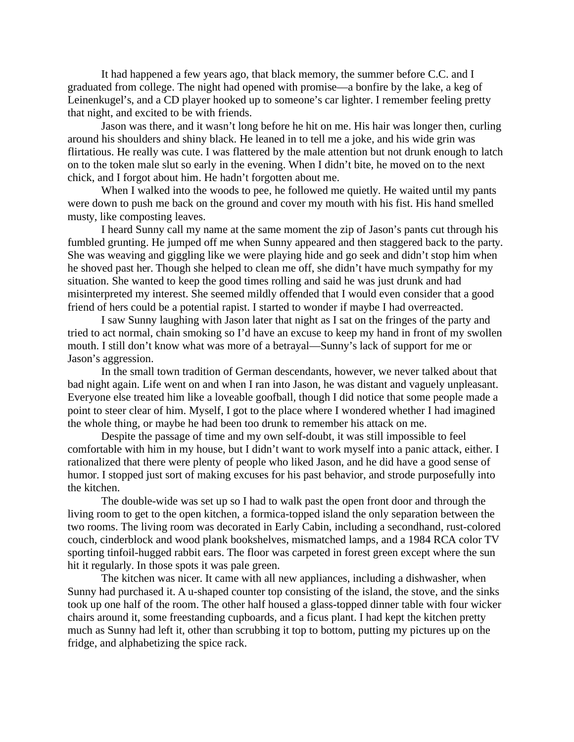It had happened a few years ago, that black memory, the summer before C.C. and I graduated from college. The night had opened with promise—a bonfire by the lake, a keg of Leinenkugel's, and a CD player hooked up to someone's car lighter. I remember feeling pretty that night, and excited to be with friends.

Jason was there, and it wasn't long before he hit on me. His hair was longer then, curling around his shoulders and shiny black. He leaned in to tell me a joke, and his wide grin was flirtatious. He really was cute. I was flattered by the male attention but not drunk enough to latch on to the token male slut so early in the evening. When I didn't bite, he moved on to the next chick, and I forgot about him. He hadn't forgotten about me.

When I walked into the woods to pee, he followed me quietly. He waited until my pants were down to push me back on the ground and cover my mouth with his fist. His hand smelled musty, like composting leaves.

I heard Sunny call my name at the same moment the zip of Jason's pants cut through his fumbled grunting. He jumped off me when Sunny appeared and then staggered back to the party. She was weaving and giggling like we were playing hide and go seek and didn't stop him when he shoved past her. Though she helped to clean me off, she didn't have much sympathy for my situation. She wanted to keep the good times rolling and said he was just drunk and had misinterpreted my interest. She seemed mildly offended that I would even consider that a good friend of hers could be a potential rapist. I started to wonder if maybe I had overreacted.

I saw Sunny laughing with Jason later that night as I sat on the fringes of the party and tried to act normal, chain smoking so I'd have an excuse to keep my hand in front of my swollen mouth. I still don't know what was more of a betrayal—Sunny's lack of support for me or Jason's aggression.

In the small town tradition of German descendants, however, we never talked about that bad night again. Life went on and when I ran into Jason, he was distant and vaguely unpleasant. Everyone else treated him like a loveable goofball, though I did notice that some people made a point to steer clear of him. Myself, I got to the place where I wondered whether I had imagined the whole thing, or maybe he had been too drunk to remember his attack on me.

Despite the passage of time and my own self-doubt, it was still impossible to feel comfortable with him in my house, but I didn't want to work myself into a panic attack, either. I rationalized that there were plenty of people who liked Jason, and he did have a good sense of humor. I stopped just sort of making excuses for his past behavior, and strode purposefully into the kitchen.

The double-wide was set up so I had to walk past the open front door and through the living room to get to the open kitchen, a formica-topped island the only separation between the two rooms. The living room was decorated in Early Cabin, including a secondhand, rust-colored couch, cinderblock and wood plank bookshelves, mismatched lamps, and a 1984 RCA color TV sporting tinfoil-hugged rabbit ears. The floor was carpeted in forest green except where the sun hit it regularly. In those spots it was pale green.

The kitchen was nicer. It came with all new appliances, including a dishwasher, when Sunny had purchased it. A u-shaped counter top consisting of the island, the stove, and the sinks took up one half of the room. The other half housed a glass-topped dinner table with four wicker chairs around it, some freestanding cupboards, and a ficus plant. I had kept the kitchen pretty much as Sunny had left it, other than scrubbing it top to bottom, putting my pictures up on the fridge, and alphabetizing the spice rack.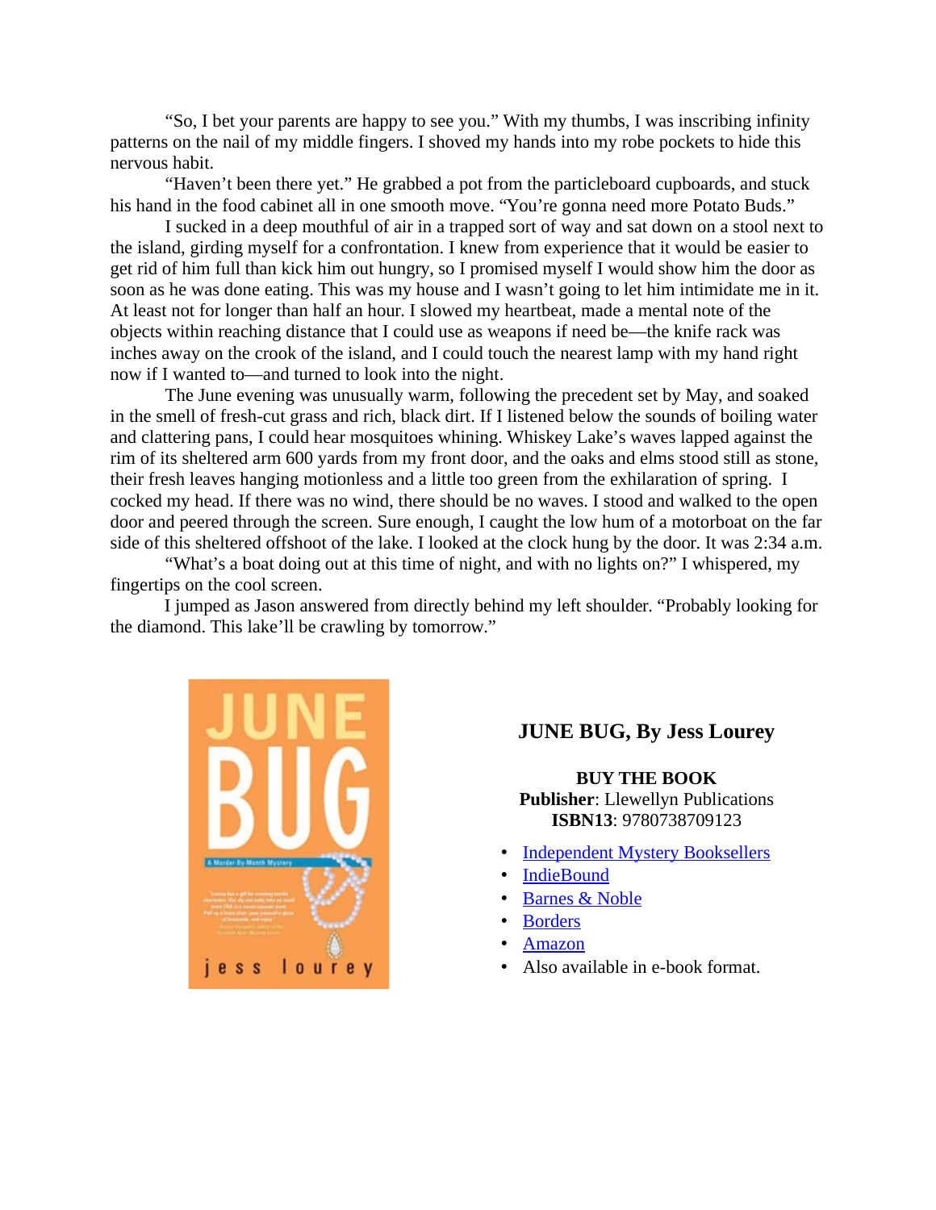"So, I bet your parents are happy to see you." With my thumbs, I was inscribing infinity patterns on the nail of my middle fingers. I shoved my hands into my robe pockets to hide this nervous habit.

"Haven't been there yet." He grabbed a pot from the particleboard cupboards, and stuck his hand in the food cabinet all in one smooth move. "You're gonna need more Potato Buds."

I sucked in a deep mouthful of air in a trapped sort of way and sat down on a stool next to the island, girding myself for a confrontation. I knew from experience that it would be easier to get rid of him full than kick him out hungry, so I promised myself I would show him the door as soon as he was done eating. This was my house and I wasn't going to let him intimidate me in it. At least not for longer than half an hour. I slowed my heartbeat, made a mental note of the objects within reaching distance that I could use as weapons if need be—the knife rack was inches away on the crook of the island, and I could touch the nearest lamp with my hand right now if I wanted to—and turned to look into the night.

The June evening was unusually warm, following the precedent set by May, and soaked in the smell of fresh-cut grass and rich, black dirt. If I listened below the sounds of boiling water and clattering pans, I could hear mosquitoes whining. Whiskey Lake's waves lapped against the rim of its sheltered arm 600 yards from my front door, and the oaks and elms stood still as stone, their fresh leaves hanging motionless and a little too green from the exhilaration of spring. I cocked my head. If there was no wind, there should be no waves. I stood and walked to the open door and peered through the screen. Sure enough, I caught the low hum of a motorboat on the far side of this sheltered offshoot of the lake. I looked at the clock hung by the door. It was 2:34 a.m.

"What's a boat doing out at this time of night, and with no lights on?" I whispered, my fingertips on the cool screen.

I jumped as Jason answered from directly behind my left shoulder. "Probably looking for the diamond. This lake'll be crawling by tomorrow."

### JUNE BUG, By Jess Lourey

**BUY THE BOOK**
**Publisher**: Llewellyn Publications
**ISBN13**: 9780738709123

- Independent Mystery Booksellers
- IndieBound
- Barnes & Noble
- Borders
- Amazon
- Also available in e-book format.